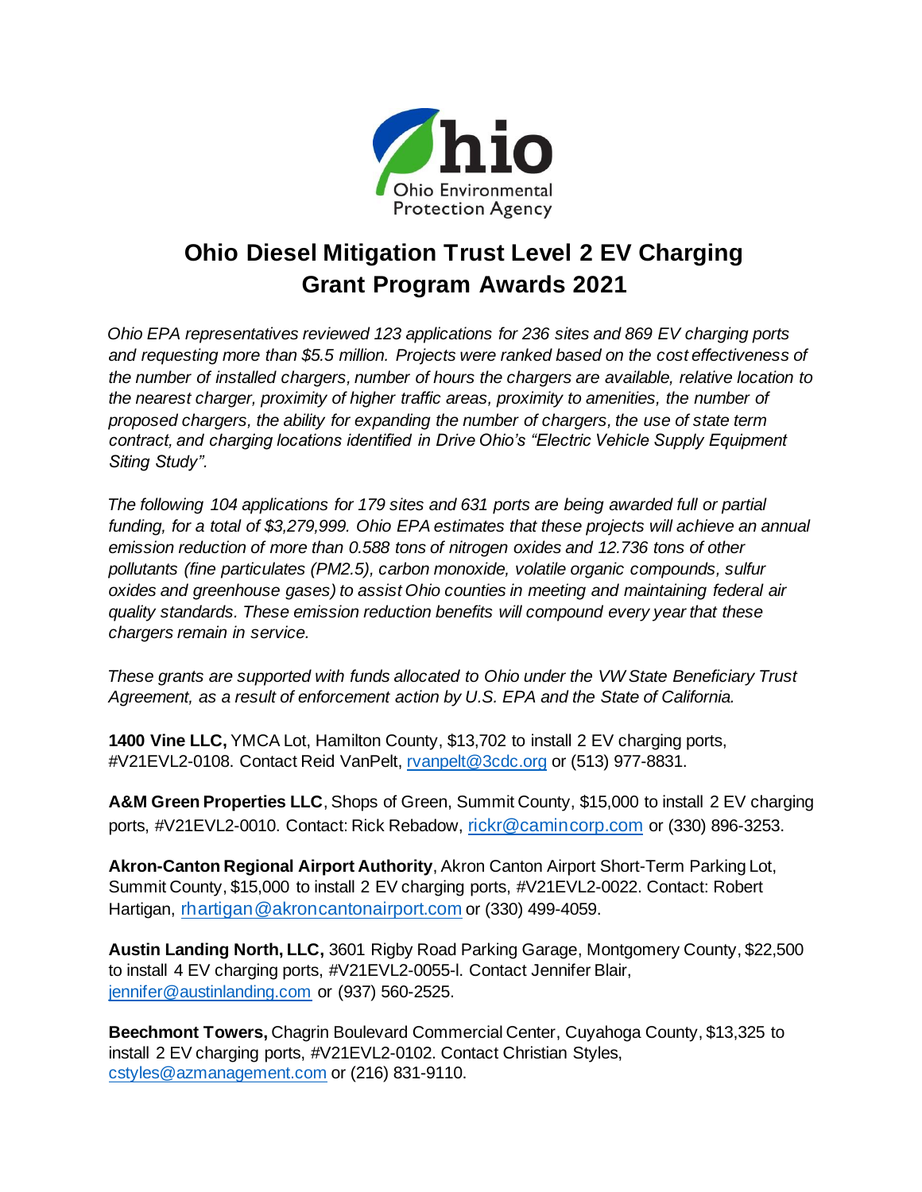# Ohio Diesel Mitigation Trust Level 2 EV Charging Grant Program Awards 2021

*Ohio EPA representatives reviewed 123 applications for 236 sites and 869 EV charging ports and requesting more than $5.5 million. Projects were ranked based on the cost effectiveness of the number of installed chargers, number of hours the chargers are available, relative location to the nearest charger, proximity of higher traffic areas, proximity to amenities, the number of proposed chargers, the ability for expanding the number of chargers, the use of state term contract, and charging locations identified in Drive Ohio's "Electric Vehicle Supply Equipment Siting Study".*

*The following 104 applications for 179 sites and 631 ports are being awarded full or partial funding, for a total of $3,279,999. Ohio EPA estimates that these projects will achieve an annual emission reduction of more than 0.588 tons of nitrogen oxides and 12.736 tons of other pollutants (fine particulates (PM2.5), carbon monoxide, volatile organic compounds, sulfur oxides and greenhouse gases) to assist Ohio counties in meeting and maintaining federal air quality standards. These emission reduction benefits will compound every year that these chargers remain in service.*

*These grants are supported with funds allocated to Ohio under the VW State Beneficiary Trust Agreement, as a result of enforcement action by U.S. EPA and the State of California.*

**1400 Vine LLC,** YMCA Lot, Hamilton County, $13,702 to install 2 EV charging ports, #V21EVL2-0108. Contact Reid VanPelt, rvanpelt@3cdc.org or (513) 977-8831.

**A&M Green Properties LLC**, Shops of Green, Summit County, $15,000 to install 2 EV charging ports, #V21EVL2-0010. Contact: Rick Rebadow, rickr@camincorp.com or (330) 896-3253.

**Akron-Canton Regional Airport Authority**, Akron Canton Airport Short-Term Parking Lot, Summit County, $15,000 to install 2 EV charging ports, #V21EVL2-0022. Contact: Robert Hartigan, rhartigan@akroncantonairport.com or (330) 499-4059.

**Austin Landing North, LLC,** 3601 Rigby Road Parking Garage, Montgomery County, $22,500 to install 4 EV charging ports, #V21EVL2-0055-I. Contact Jennifer Blair, jennifer@austinlanding.com or (937) 560-2525.

**Beechmont Towers,** Chagrin Boulevard Commercial Center, Cuyahoga County, $13,325 to install 2 EV charging ports, #V21EVL2-0102. Contact Christian Styles, cstyles@azmanagement.com or (216) 831-9110.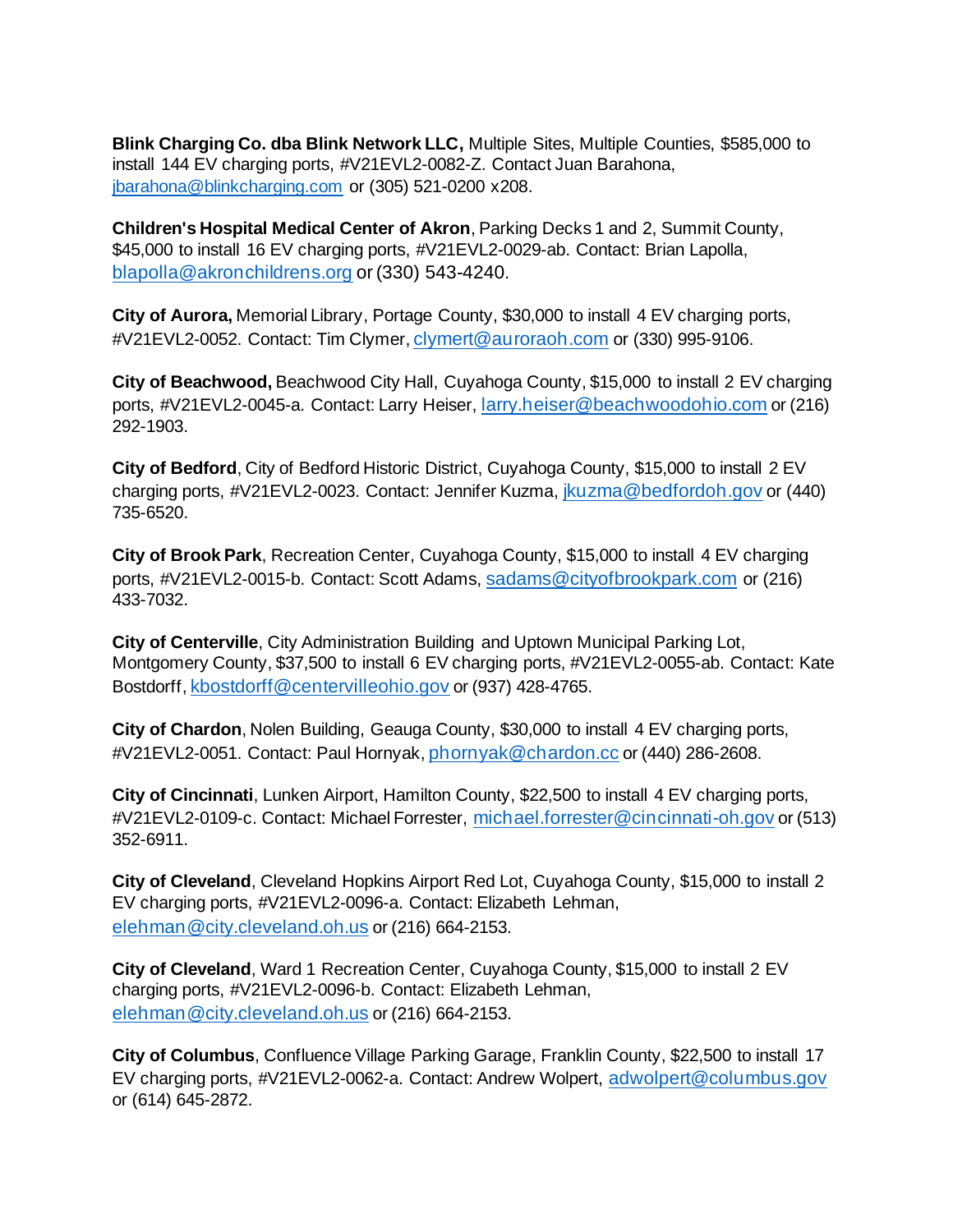**Blink Charging Co. dba Blink Network LLC,** Multiple Sites, Multiple Counties, $585,000 to install 144 EV charging ports, #V21EVL2-0082-Z. Contact Juan Barahona, jbarahona@blinkcharging.com or (305) 521-0200 x208.

**Children's Hospital Medical Center of Akron**, Parking Decks 1 and 2, Summit County, $45,000 to install 16 EV charging ports, #V21EVL2-0029-ab. Contact: Brian Lapolla, blapolla@akronchildrens.org or (330) 543-4240.

**City of Aurora,** Memorial Library, Portage County, $30,000 to install 4 EV charging ports, #V21EVL2-0052. Contact: Tim Clymer, clymert@auroraoh.com or (330) 995-9106.

**City of Beachwood,** Beachwood City Hall, Cuyahoga County, $15,000 to install 2 EV charging ports, #V21EVL2-0045-a. Contact: Larry Heiser, larry.heiser@beachwoodohio.com or (216) 292-1903.

**City of Bedford**, City of Bedford Historic District, Cuyahoga County, $15,000 to install 2 EV charging ports, #V21EVL2-0023. Contact: Jennifer Kuzma, jkuzma@bedfordoh.gov or (440) 735-6520.

**City of Brook Park**, Recreation Center, Cuyahoga County, $15,000 to install 4 EV charging ports, #V21EVL2-0015-b. Contact: Scott Adams, sadams@cityofbrookpark.com or (216) 433-7032.

**City of Centerville**, City Administration Building and Uptown Municipal Parking Lot, Montgomery County, $37,500 to install 6 EV charging ports, #V21EVL2-0055-ab. Contact: Kate Bostdorff, kbostdorff@centervilleohio.gov or (937) 428-4765.

**City of Chardon**, Nolen Building, Geauga County, $30,000 to install 4 EV charging ports, #V21EVL2-0051. Contact: Paul Hornyak, phornyak@chardon.cc or (440) 286-2608.

**City of Cincinnati**, Lunken Airport, Hamilton County, $22,500 to install 4 EV charging ports, #V21EVL2-0109-c. Contact: Michael Forrester, michael.forrester@cincinnati-oh.gov or (513) 352-6911.

**City of Cleveland**, Cleveland Hopkins Airport Red Lot, Cuyahoga County, $15,000 to install 2 EV charging ports, #V21EVL2-0096-a. Contact: Elizabeth Lehman, elehman@city.cleveland.oh.us or (216) 664-2153.

**City of Cleveland**, Ward 1 Recreation Center, Cuyahoga County, $15,000 to install 2 EV charging ports, #V21EVL2-0096-b. Contact: Elizabeth Lehman, elehman@city.cleveland.oh.us or (216) 664-2153.

**City of Columbus**, Confluence Village Parking Garage, Franklin County, $22,500 to install 17 EV charging ports, #V21EVL2-0062-a. Contact: Andrew Wolpert, adwolpert@columbus.gov or (614) 645-2872.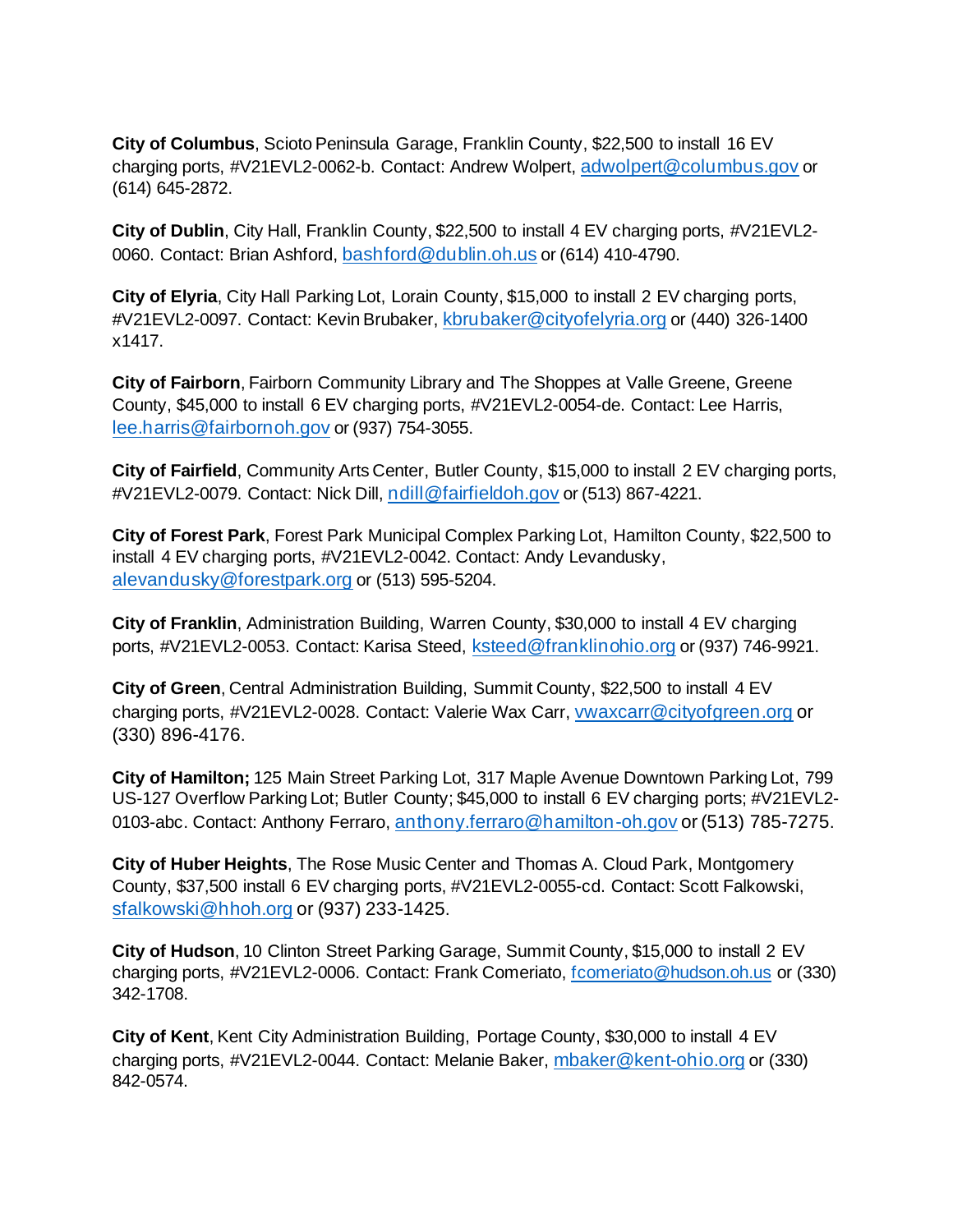**City of Columbus**, Scioto Peninsula Garage, Franklin County, $22,500 to install 16 EV charging ports, #V21EVL2-0062-b. Contact: Andrew Wolpert, adwolpert@columbus.gov or (614) 645-2872.

**City of Dublin**, City Hall, Franklin County, $22,500 to install 4 EV charging ports, #V21EVL2-0060. Contact: Brian Ashford, bashford@dublin.oh.us or (614) 410-4790.

**City of Elyria**, City Hall Parking Lot, Lorain County, $15,000 to install 2 EV charging ports, #V21EVL2-0097. Contact: Kevin Brubaker, kbrubaker@cityofelyria.org or (440) 326-1400 x1417.

**City of Fairborn**, Fairborn Community Library and The Shoppes at Valle Greene, Greene County, $45,000 to install 6 EV charging ports, #V21EVL2-0054-de. Contact: Lee Harris, lee.harris@fairbornoh.gov or (937) 754-3055.

**City of Fairfield**, Community Arts Center, Butler County, $15,000 to install 2 EV charging ports, #V21EVL2-0079. Contact: Nick Dill, ndill@fairfieldoh.gov or (513) 867-4221.

**City of Forest Park**, Forest Park Municipal Complex Parking Lot, Hamilton County, $22,500 to install 4 EV charging ports, #V21EVL2-0042. Contact: Andy Levandusky, alevandusky@forestpark.org or (513) 595-5204.

**City of Franklin**, Administration Building, Warren County, $30,000 to install 4 EV charging ports, #V21EVL2-0053. Contact: Karisa Steed, ksteed@franklinohio.org or (937) 746-9921.

**City of Green**, Central Administration Building, Summit County, $22,500 to install 4 EV charging ports, #V21EVL2-0028. Contact: Valerie Wax Carr, vwaxcarr@cityofgreen.org or (330) 896-4176.

**City of Hamilton;** 125 Main Street Parking Lot, 317 Maple Avenue Downtown Parking Lot, 799 US-127 Overflow Parking Lot; Butler County; $45,000 to install 6 EV charging ports; #V21EVL2-0103-abc. Contact: Anthony Ferraro, anthony.ferraro@hamilton-oh.gov or (513) 785-7275.

**City of Huber Heights**, The Rose Music Center and Thomas A. Cloud Park, Montgomery County, $37,500 install 6 EV charging ports, #V21EVL2-0055-cd. Contact: Scott Falkowski, sfalkowski@hhoh.org or (937) 233-1425.

**City of Hudson**, 10 Clinton Street Parking Garage, Summit County, $15,000 to install 2 EV charging ports, #V21EVL2-0006. Contact: Frank Comeriato, fcomeriato@hudson.oh.us or (330) 342-1708.

**City of Kent**, Kent City Administration Building, Portage County, $30,000 to install 4 EV charging ports, #V21EVL2-0044. Contact: Melanie Baker, mbaker@kent-ohio.org or (330) 842-0574.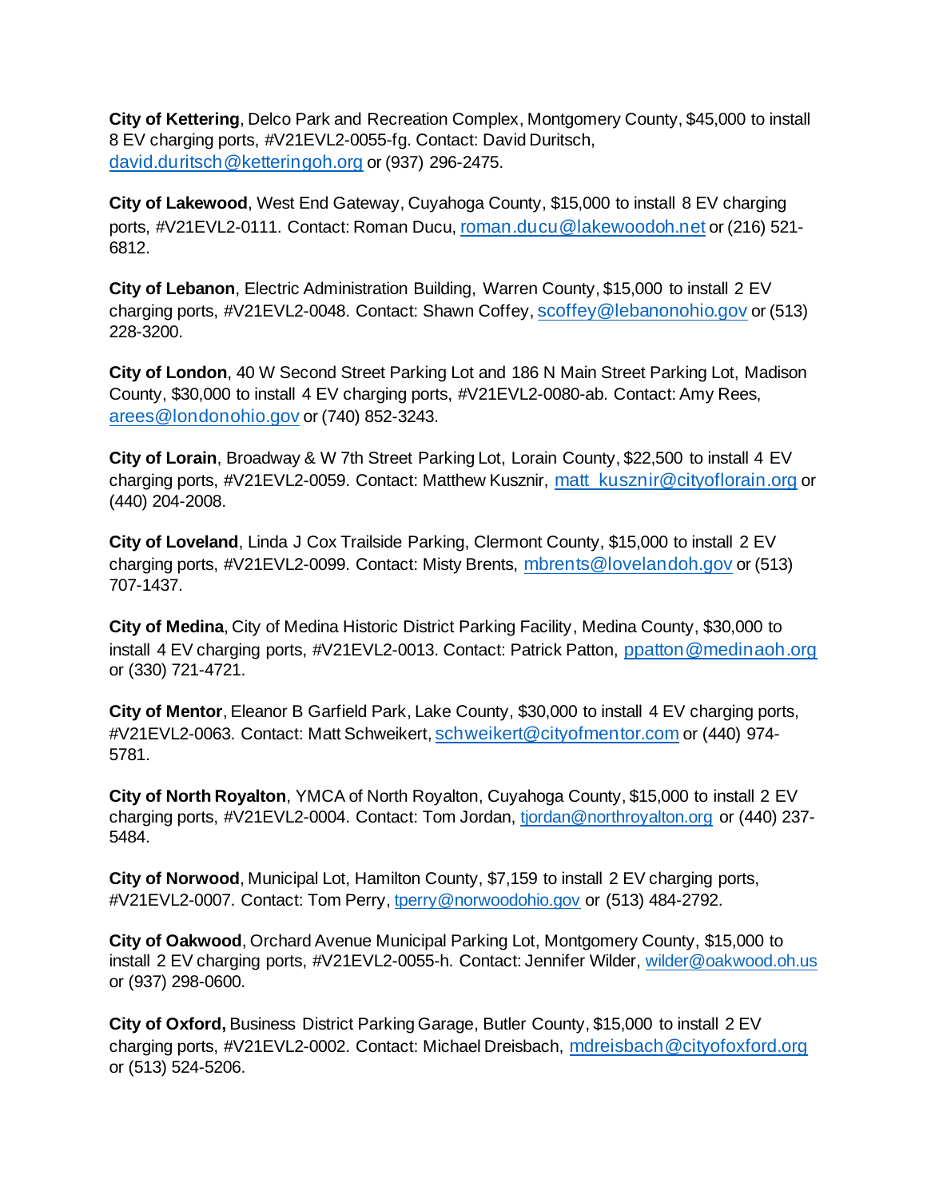**City of Kettering**, Delco Park and Recreation Complex, Montgomery County, $45,000 to install 8 EV charging ports, #V21EVL2-0055-fg. Contact: David Duritsch, david.duritsch@ketteringoh.org or (937) 296-2475.

**City of Lakewood**, West End Gateway, Cuyahoga County, $15,000 to install 8 EV charging ports, #V21EVL2-0111. Contact: Roman Ducu, roman.ducu@lakewoodoh.net or (216) 521-6812.

**City of Lebanon**, Electric Administration Building, Warren County, $15,000 to install 2 EV charging ports, #V21EVL2-0048. Contact: Shawn Coffey, scoffey@lebanonohio.gov or (513) 228-3200.

**City of London**, 40 W Second Street Parking Lot and 186 N Main Street Parking Lot, Madison County, $30,000 to install 4 EV charging ports, #V21EVL2-0080-ab. Contact: Amy Rees, arees@londonohio.gov or (740) 852-3243.

**City of Lorain**, Broadway & W 7th Street Parking Lot, Lorain County, $22,500 to install 4 EV charging ports, #V21EVL2-0059. Contact: Matthew Kusznir, matt_kusznir@cityoflorain.org or (440) 204-2008.

**City of Loveland**, Linda J Cox Trailside Parking, Clermont County, $15,000 to install 2 EV charging ports, #V21EVL2-0099. Contact: Misty Brents, mbrents@lovelandoh.gov or (513) 707-1437.

**City of Medina**, City of Medina Historic District Parking Facility, Medina County, $30,000 to install 4 EV charging ports, #V21EVL2-0013. Contact: Patrick Patton, ppatton@medinaoh.org or (330) 721-4721.

**City of Mentor**, Eleanor B Garfield Park, Lake County, $30,000 to install 4 EV charging ports, #V21EVL2-0063. Contact: Matt Schweikert, schweikert@cityofmentor.com or (440) 974-5781.

**City of North Royalton**, YMCA of North Royalton, Cuyahoga County, $15,000 to install 2 EV charging ports, #V21EVL2-0004. Contact: Tom Jordan, tjordan@northroyalton.org or (440) 237-5484.

**City of Norwood**, Municipal Lot, Hamilton County, $7,159 to install 2 EV charging ports, #V21EVL2-0007. Contact: Tom Perry, tperry@norwoodohio.gov or (513) 484-2792.

**City of Oakwood**, Orchard Avenue Municipal Parking Lot, Montgomery County, $15,000 to install 2 EV charging ports, #V21EVL2-0055-h. Contact: Jennifer Wilder, wilder@oakwood.oh.us or (937) 298-0600.

**City of Oxford,** Business District Parking Garage, Butler County, $15,000 to install 2 EV charging ports, #V21EVL2-0002. Contact: Michael Dreisbach, mdreisbach@cityofoxford.org or (513) 524-5206.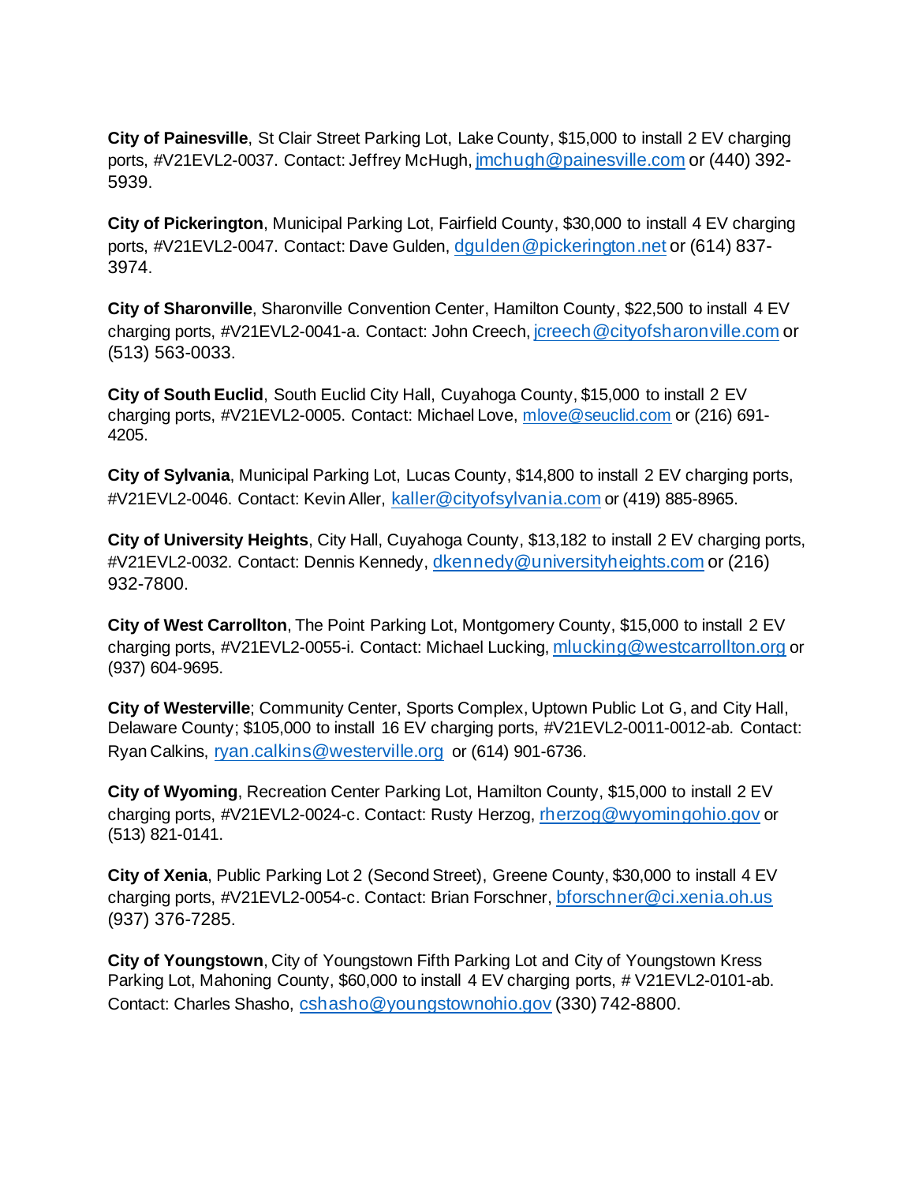**City of Painesville**, St Clair Street Parking Lot, Lake County, $15,000 to install 2 EV charging ports, #V21EVL2-0037. Contact: Jeffrey McHugh, jmchugh@painesville.com or (440) 392-5939.

**City of Pickerington**, Municipal Parking Lot, Fairfield County, $30,000 to install 4 EV charging ports, #V21EVL2-0047. Contact: Dave Gulden, dgulden@pickerington.net or (614) 837-3974.

**City of Sharonville**, Sharonville Convention Center, Hamilton County, $22,500 to install 4 EV charging ports, #V21EVL2-0041-a. Contact: John Creech, jcreech@cityofsharonville.com or (513) 563-0033.

**City of South Euclid**, South Euclid City Hall, Cuyahoga County, $15,000 to install 2 EV charging ports, #V21EVL2-0005. Contact: Michael Love, mlove@seuclid.com or (216) 691-4205.

**City of Sylvania**, Municipal Parking Lot, Lucas County, $14,800 to install 2 EV charging ports, #V21EVL2-0046. Contact: Kevin Aller, kaller@cityofsylvania.com or (419) 885-8965.

**City of University Heights**, City Hall, Cuyahoga County, $13,182 to install 2 EV charging ports, #V21EVL2-0032. Contact: Dennis Kennedy, dkennedy@universityheights.com or (216) 932-7800.

**City of West Carrollton**, The Point Parking Lot, Montgomery County, $15,000 to install 2 EV charging ports, #V21EVL2-0055-i. Contact: Michael Lucking, mlucking@westcarrollton.org or (937) 604-9695.

**City of Westerville**; Community Center, Sports Complex, Uptown Public Lot G, and City Hall, Delaware County; $105,000 to install 16 EV charging ports, #V21EVL2-0011-0012-ab. Contact: Ryan Calkins, ryan.calkins@westerville.org or (614) 901-6736.

**City of Wyoming**, Recreation Center Parking Lot, Hamilton County, $15,000 to install 2 EV charging ports, #V21EVL2-0024-c. Contact: Rusty Herzog, rherzog@wyomingohio.gov or (513) 821-0141.

**City of Xenia**, Public Parking Lot 2 (Second Street), Greene County, $30,000 to install 4 EV charging ports, #V21EVL2-0054-c. Contact: Brian Forschner, bforschner@ci.xenia.oh.us (937) 376-7285.

**City of Youngstown**, City of Youngstown Fifth Parking Lot and City of Youngstown Kress Parking Lot, Mahoning County, $60,000 to install 4 EV charging ports, # V21EVL2-0101-ab. Contact: Charles Shasho, cshasho@youngstownohio.gov (330) 742-8800.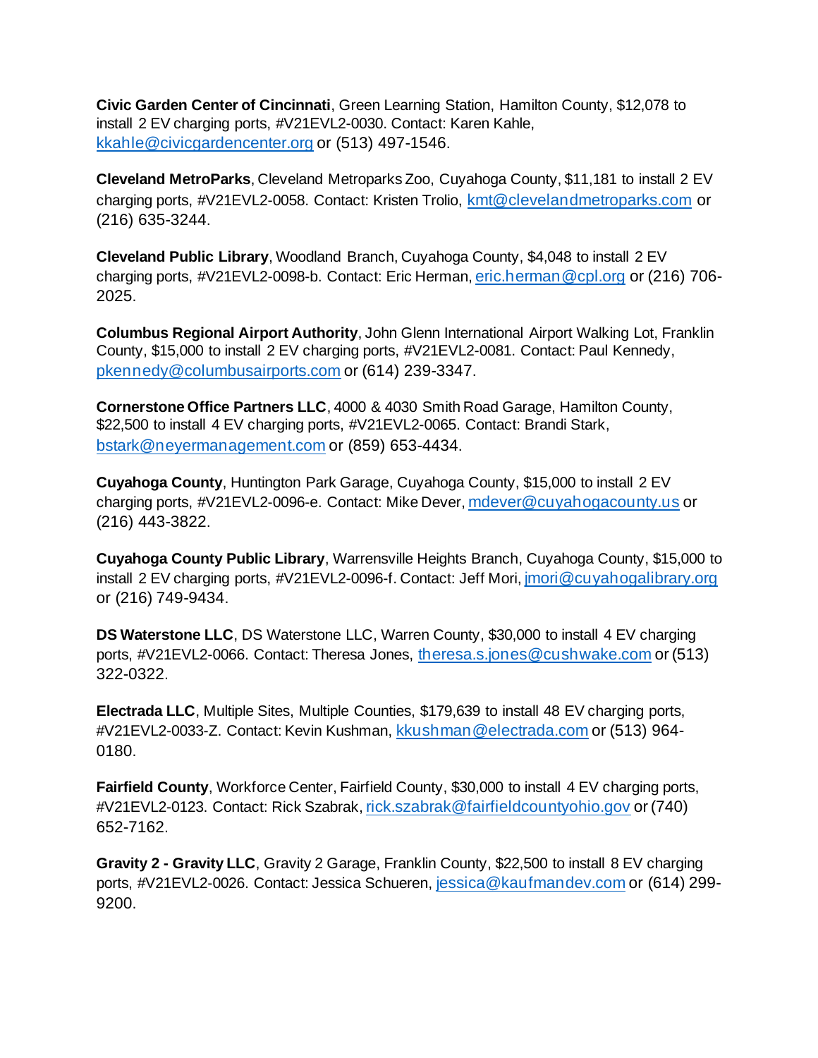**Civic Garden Center of Cincinnati**, Green Learning Station, Hamilton County, $12,078 to install 2 EV charging ports, #V21EVL2-0030. Contact: Karen Kahle, kkahle@civicgardencenter.org or (513) 497-1546.

**Cleveland MetroParks**, Cleveland Metroparks Zoo, Cuyahoga County, $11,181 to install 2 EV charging ports, #V21EVL2-0058. Contact: Kristen Trolio, kmt@clevelandmetroparks.com or (216) 635-3244.

**Cleveland Public Library**, Woodland Branch, Cuyahoga County, $4,048 to install 2 EV charging ports, #V21EVL2-0098-b. Contact: Eric Herman, eric.herman@cpl.org or (216) 706-2025.

**Columbus Regional Airport Authority**, John Glenn International Airport Walking Lot, Franklin County, $15,000 to install 2 EV charging ports, #V21EVL2-0081. Contact: Paul Kennedy, pkennedy@columbusairports.com or (614) 239-3347.

**Cornerstone Office Partners LLC**, 4000 & 4030 Smith Road Garage, Hamilton County, $22,500 to install 4 EV charging ports, #V21EVL2-0065. Contact: Brandi Stark, bstark@neyermanagement.com or (859) 653-4434.

**Cuyahoga County**, Huntington Park Garage, Cuyahoga County, $15,000 to install 2 EV charging ports, #V21EVL2-0096-e. Contact: Mike Dever, mdever@cuyahogacounty.us or (216) 443-3822.

**Cuyahoga County Public Library**, Warrensville Heights Branch, Cuyahoga County, $15,000 to install 2 EV charging ports, #V21EVL2-0096-f. Contact: Jeff Mori, jmori@cuyahogalibrary.org or (216) 749-9434.

**DS Waterstone LLC**, DS Waterstone LLC, Warren County, $30,000 to install 4 EV charging ports, #V21EVL2-0066. Contact: Theresa Jones, theresa.s.jones@cushwake.com or (513) 322-0322.

**Electrada LLC**, Multiple Sites, Multiple Counties, $179,639 to install 48 EV charging ports, #V21EVL2-0033-Z. Contact: Kevin Kushman, kkushman@electrada.com or (513) 964-0180.

**Fairfield County**, Workforce Center, Fairfield County, $30,000 to install 4 EV charging ports, #V21EVL2-0123. Contact: Rick Szabrak, rick.szabrak@fairfieldcountyohio.gov or (740) 652-7162.

**Gravity 2 - Gravity LLC**, Gravity 2 Garage, Franklin County, $22,500 to install 8 EV charging ports, #V21EVL2-0026. Contact: Jessica Schueren, jessica@kaufmandev.com or (614) 299-9200.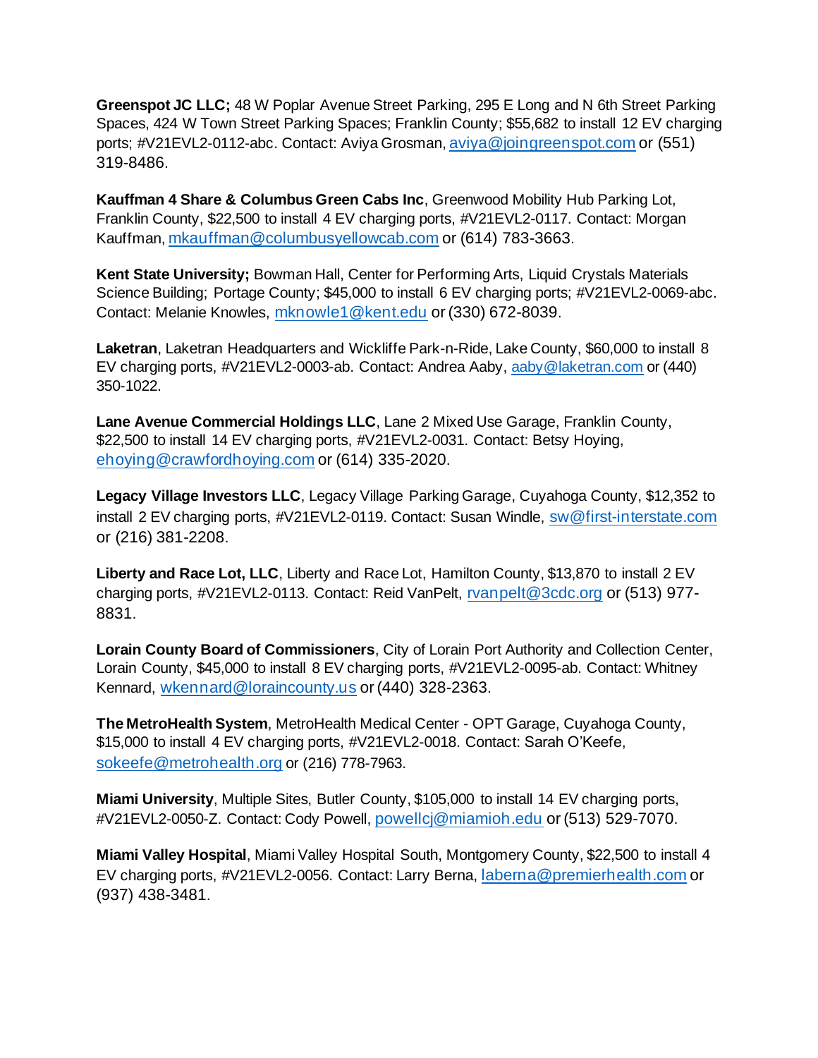**Greenspot JC LLC;** 48 W Poplar Avenue Street Parking, 295 E Long and N 6th Street Parking Spaces, 424 W Town Street Parking Spaces; Franklin County; $55,682 to install 12 EV charging ports; #V21EVL2-0112-abc. Contact: Aviya Grosman, aviya@joingreenspot.com or (551) 319-8486.

**Kauffman 4 Share & Columbus Green Cabs Inc**, Greenwood Mobility Hub Parking Lot, Franklin County, $22,500 to install 4 EV charging ports, #V21EVL2-0117. Contact: Morgan Kauffman, mkauffman@columbusyellowcab.com or (614) 783-3663.

**Kent State University;** Bowman Hall, Center for Performing Arts, Liquid Crystals Materials Science Building; Portage County; $45,000 to install 6 EV charging ports; #V21EVL2-0069-abc. Contact: Melanie Knowles, mknowle1@kent.edu or (330) 672-8039.

**Laketran**, Laketran Headquarters and Wickliffe Park-n-Ride, Lake County, $60,000 to install 8 EV charging ports, #V21EVL2-0003-ab. Contact: Andrea Aaby, aaby@laketran.com or (440) 350-1022.

**Lane Avenue Commercial Holdings LLC**, Lane 2 Mixed Use Garage, Franklin County, $22,500 to install 14 EV charging ports, #V21EVL2-0031. Contact: Betsy Hoying, ehoying@crawfordhoying.com or (614) 335-2020.

**Legacy Village Investors LLC**, Legacy Village Parking Garage, Cuyahoga County, $12,352 to install 2 EV charging ports, #V21EVL2-0119. Contact: Susan Windle, sw@first-interstate.com or (216) 381-2208.

**Liberty and Race Lot, LLC**, Liberty and Race Lot, Hamilton County, $13,870 to install 2 EV charging ports, #V21EVL2-0113. Contact: Reid VanPelt, rvanpelt@3cdc.org or (513) 977-8831.

**Lorain County Board of Commissioners**, City of Lorain Port Authority and Collection Center, Lorain County, $45,000 to install 8 EV charging ports, #V21EVL2-0095-ab. Contact: Whitney Kennard, wkennard@loraincounty.us or (440) 328-2363.

**The MetroHealth System**, MetroHealth Medical Center - OPT Garage, Cuyahoga County, $15,000 to install 4 EV charging ports, #V21EVL2-0018. Contact: Sarah O'Keefe, sokeefe@metrohealth.org or (216) 778-7963.

**Miami University**, Multiple Sites, Butler County, $105,000 to install 14 EV charging ports, #V21EVL2-0050-Z. Contact: Cody Powell, powellcj@miamioh.edu or (513) 529-7070.

**Miami Valley Hospital**, Miami Valley Hospital South, Montgomery County, $22,500 to install 4 EV charging ports, #V21EVL2-0056. Contact: Larry Berna, laberna@premierhealth.com or (937) 438-3481.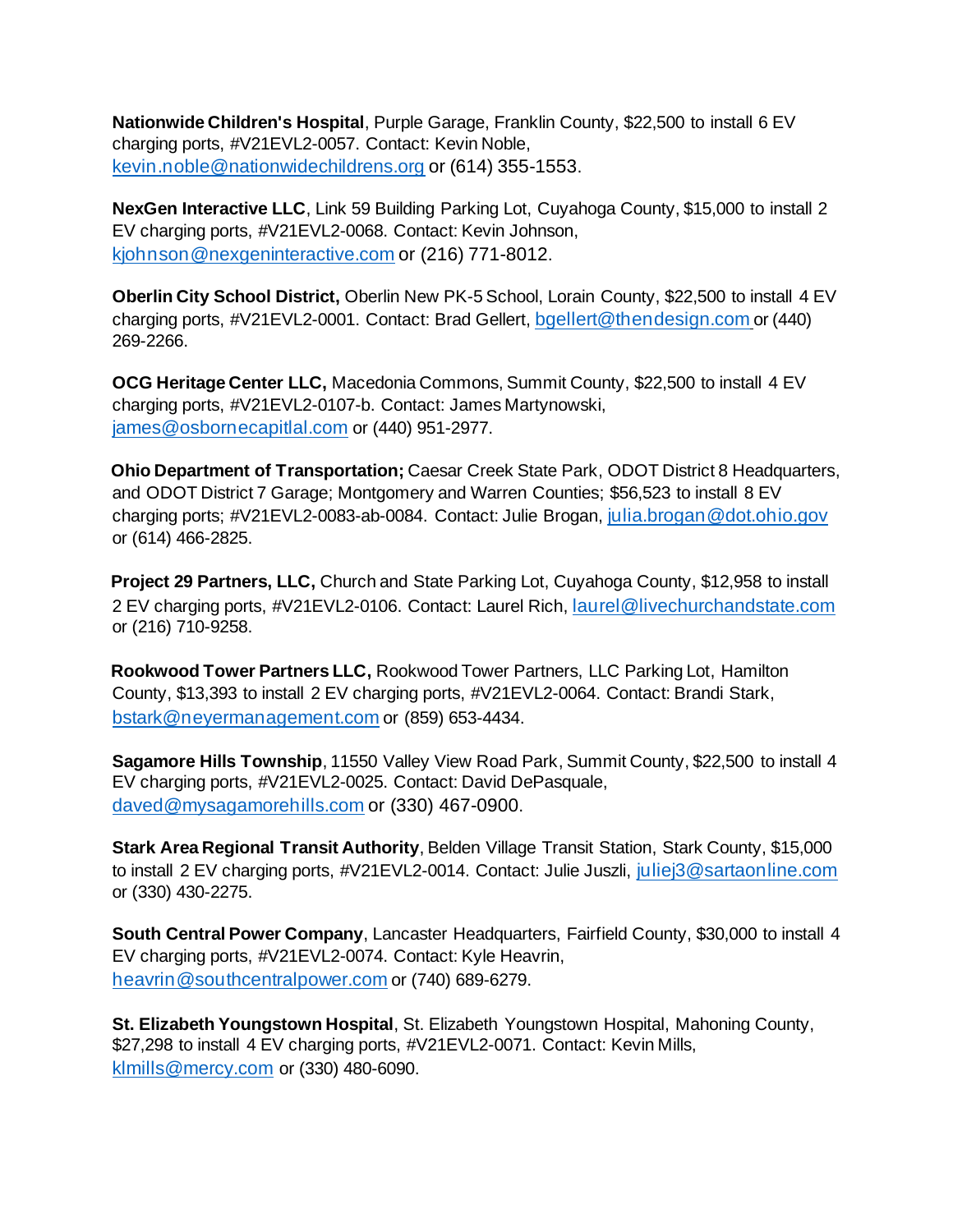**Nationwide Children's Hospital**, Purple Garage, Franklin County, $22,500 to install 6 EV charging ports, #V21EVL2-0057. Contact: Kevin Noble, kevin.noble@nationwidechildrens.org or (614) 355-1553.

**NexGen Interactive LLC**, Link 59 Building Parking Lot, Cuyahoga County, $15,000 to install 2 EV charging ports, #V21EVL2-0068. Contact: Kevin Johnson, kjohnson@nexgeninteractive.com or (216) 771-8012.

**Oberlin City School District,** Oberlin New PK-5 School, Lorain County, $22,500 to install 4 EV charging ports, #V21EVL2-0001. Contact: Brad Gellert, bgellert@thendesign.com or (440) 269-2266.

**OCG Heritage Center LLC,** Macedonia Commons, Summit County, $22,500 to install 4 EV charging ports, #V21EVL2-0107-b. Contact: James Martynowski, james@osbornecapitlal.com or (440) 951-2977.

**Ohio Department of Transportation;** Caesar Creek State Park, ODOT District 8 Headquarters, and ODOT District 7 Garage; Montgomery and Warren Counties; $56,523 to install 8 EV charging ports; #V21EVL2-0083-ab-0084. Contact: Julie Brogan, julia.brogan@dot.ohio.gov or (614) 466-2825.

**Project 29 Partners, LLC,** Church and State Parking Lot, Cuyahoga County, $12,958 to install 2 EV charging ports, #V21EVL2-0106. Contact: Laurel Rich, laurel@livechurchandstate.com or (216) 710-9258.

**Rookwood Tower Partners LLC,** Rookwood Tower Partners, LLC Parking Lot, Hamilton County, $13,393 to install 2 EV charging ports, #V21EVL2-0064. Contact: Brandi Stark, bstark@neyermanagement.com or (859) 653-4434.

**Sagamore Hills Township**, 11550 Valley View Road Park, Summit County, $22,500 to install 4 EV charging ports, #V21EVL2-0025. Contact: David DePasquale, daved@mysagamorehills.com or (330) 467-0900.

**Stark Area Regional Transit Authority**, Belden Village Transit Station, Stark County, $15,000 to install 2 EV charging ports, #V21EVL2-0014. Contact: Julie Juszli, juliej3@sartaonline.com or (330) 430-2275.

**South Central Power Company**, Lancaster Headquarters, Fairfield County, $30,000 to install 4 EV charging ports, #V21EVL2-0074. Contact: Kyle Heavrin, heavrin@southcentralpower.com or (740) 689-6279.

**St. Elizabeth Youngstown Hospital**, St. Elizabeth Youngstown Hospital, Mahoning County, $27,298 to install 4 EV charging ports, #V21EVL2-0071. Contact: Kevin Mills, klmills@mercy.com or (330) 480-6090.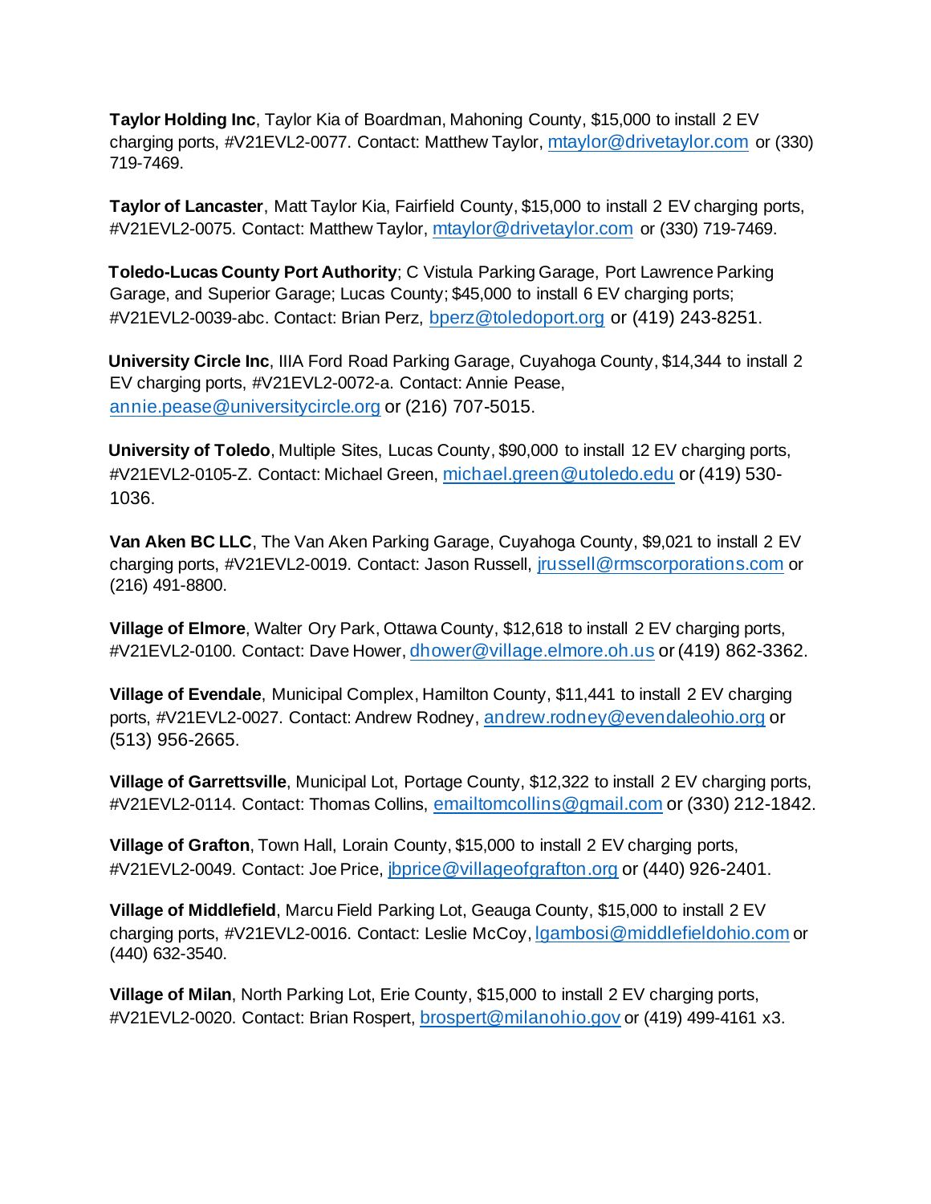**Taylor Holding Inc**, Taylor Kia of Boardman, Mahoning County, $15,000 to install 2 EV charging ports, #V21EVL2-0077. Contact: Matthew Taylor, mtaylor@drivetaylor.com or (330) 719-7469.

**Taylor of Lancaster**, Matt Taylor Kia, Fairfield County, $15,000 to install 2 EV charging ports, #V21EVL2-0075. Contact: Matthew Taylor, mtaylor@drivetaylor.com or (330) 719-7469.

**Toledo-Lucas County Port Authority**; C Vistula Parking Garage, Port Lawrence Parking Garage, and Superior Garage; Lucas County; $45,000 to install 6 EV charging ports; #V21EVL2-0039-abc. Contact: Brian Perz, bperz@toledoport.org or (419) 243-8251.

**University Circle Inc**, IIIA Ford Road Parking Garage, Cuyahoga County, $14,344 to install 2 EV charging ports, #V21EVL2-0072-a. Contact: Annie Pease, annie.pease@universitycircle.org or (216) 707-5015.

**University of Toledo**, Multiple Sites, Lucas County, $90,000 to install 12 EV charging ports, #V21EVL2-0105-Z. Contact: Michael Green, michael.green@utoledo.edu or (419) 530-1036.

**Van Aken BC LLC**, The Van Aken Parking Garage, Cuyahoga County, $9,021 to install 2 EV charging ports, #V21EVL2-0019. Contact: Jason Russell, jrussell@rmscorporations.com or (216) 491-8800.

**Village of Elmore**, Walter Ory Park, Ottawa County, $12,618 to install 2 EV charging ports, #V21EVL2-0100. Contact: Dave Hower, dhower@village.elmore.oh.us or (419) 862-3362.

**Village of Evendale**, Municipal Complex, Hamilton County, $11,441 to install 2 EV charging ports, #V21EVL2-0027. Contact: Andrew Rodney, andrew.rodney@evendaleohio.org or (513) 956-2665.

**Village of Garrettsville**, Municipal Lot, Portage County, $12,322 to install 2 EV charging ports, #V21EVL2-0114. Contact: Thomas Collins, emailtomcollins@gmail.com or (330) 212-1842.

**Village of Grafton**, Town Hall, Lorain County, $15,000 to install 2 EV charging ports, #V21EVL2-0049. Contact: Joe Price, jbprice@villageofgrafton.org or (440) 926-2401.

**Village of Middlefield**, Marcu Field Parking Lot, Geauga County, $15,000 to install 2 EV charging ports, #V21EVL2-0016. Contact: Leslie McCoy, lgambosi@middlefieldohio.com or (440) 632-3540.

**Village of Milan**, North Parking Lot, Erie County, $15,000 to install 2 EV charging ports, #V21EVL2-0020. Contact: Brian Rospert, brospert@milanohio.gov or (419) 499-4161 x3.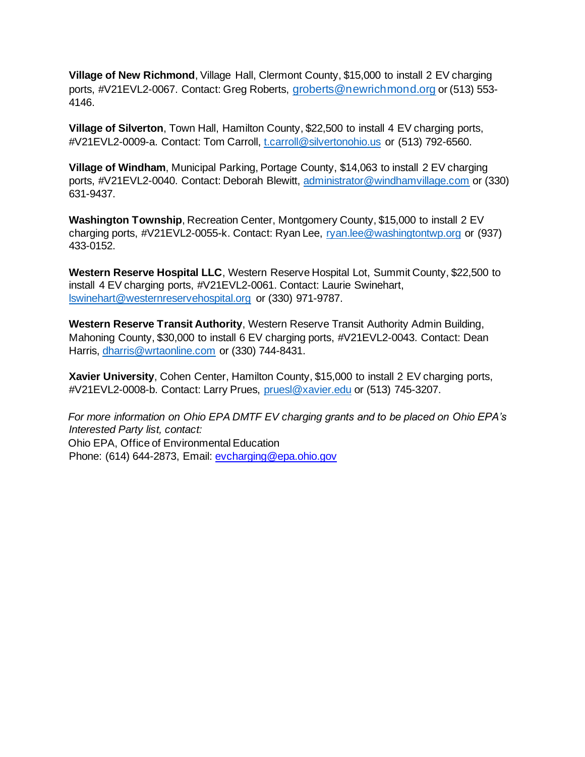**Village of New Richmond**, Village Hall, Clermont County, $15,000 to install 2 EV charging ports, #V21EVL2-0067. Contact: Greg Roberts, groberts@newrichmond.org or (513) 553-4146.

**Village of Silverton**, Town Hall, Hamilton County, $22,500 to install 4 EV charging ports, #V21EVL2-0009-a. Contact: Tom Carroll, t.carroll@silvertonohio.us or (513) 792-6560.

**Village of Windham**, Municipal Parking, Portage County, $14,063 to install 2 EV charging ports, #V21EVL2-0040. Contact: Deborah Blewitt, administrator@windhamvillage.com or (330) 631-9437.

**Washington Township**, Recreation Center, Montgomery County, $15,000 to install 2 EV charging ports, #V21EVL2-0055-k. Contact: Ryan Lee, ryan.lee@washingtontwp.org or (937) 433-0152.

**Western Reserve Hospital LLC**, Western Reserve Hospital Lot, Summit County, $22,500 to install 4 EV charging ports, #V21EVL2-0061. Contact: Laurie Swinehart, lswinehart@westernreservehospital.org or (330) 971-9787.

**Western Reserve Transit Authority**, Western Reserve Transit Authority Admin Building, Mahoning County, $30,000 to install 6 EV charging ports, #V21EVL2-0043. Contact: Dean Harris, dharris@wrtaonline.com or (330) 744-8431.

**Xavier University**, Cohen Center, Hamilton County, $15,000 to install 2 EV charging ports, #V21EVL2-0008-b. Contact: Larry Prues, pruesl@xavier.edu or (513) 745-3207.

*For more information on Ohio EPA DMTF EV charging grants and to be placed on Ohio EPA's Interested Party list, contact:*
Ohio EPA, Office of Environmental Education
Phone: (614) 644-2873, Email: evcharging@epa.ohio.gov